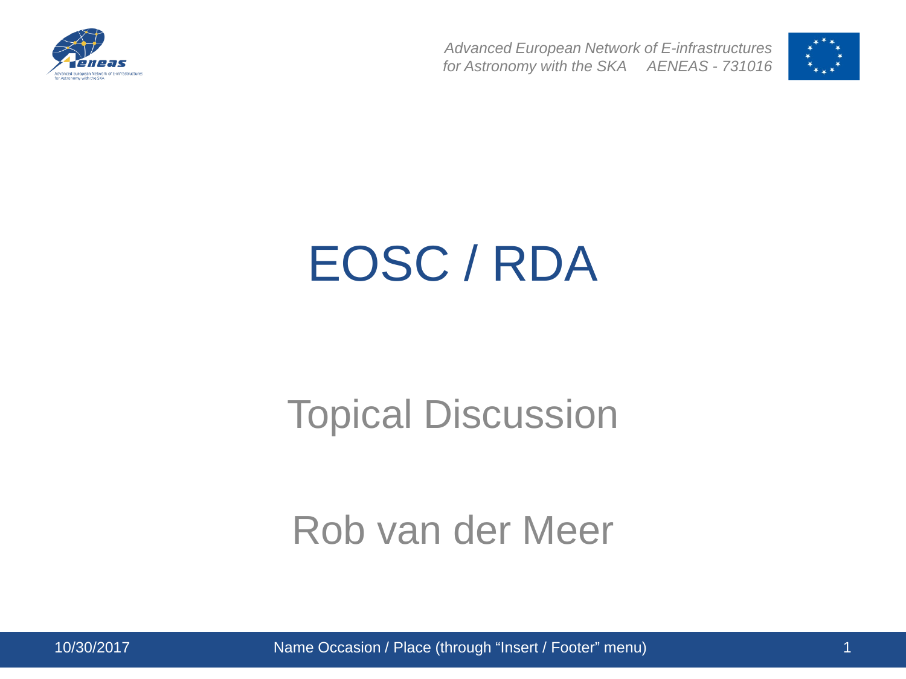# EOSC / RDA

Topical Discussion

Rob van der Meer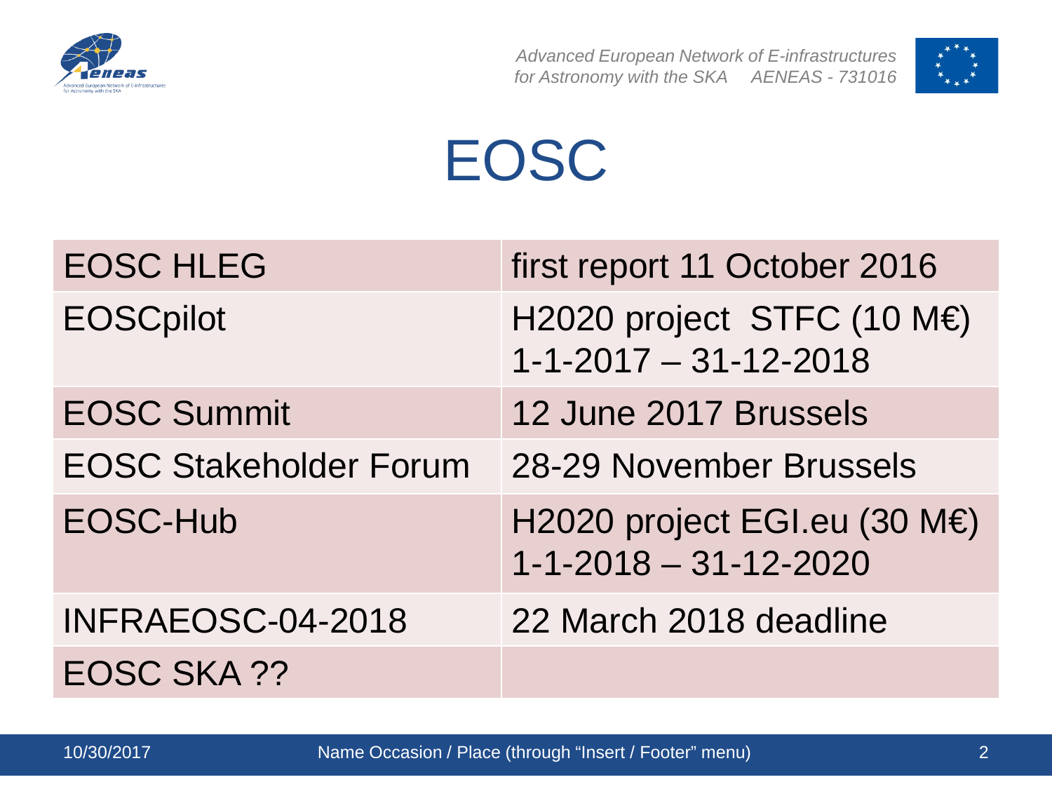# EOSC

| | |
|---|---|
| EOSC HLEG | first report 11 October 2016 |
| EOSCpilot | H2020 project STFC (10 M€) 1-1-2017 – 31-12-2018 |
| EOSC Summit | 12 June 2017 Brussels |
| EOSC Stakeholder Forum | 28-29 November Brussels |
| EOSC-Hub | H2020 project EGI.eu (30 M€) 1-1-2018 – 31-12-2020 |
| INFRAEOSC-04-2018 | 22 March 2018 deadline |
| EOSC SKA ?? | |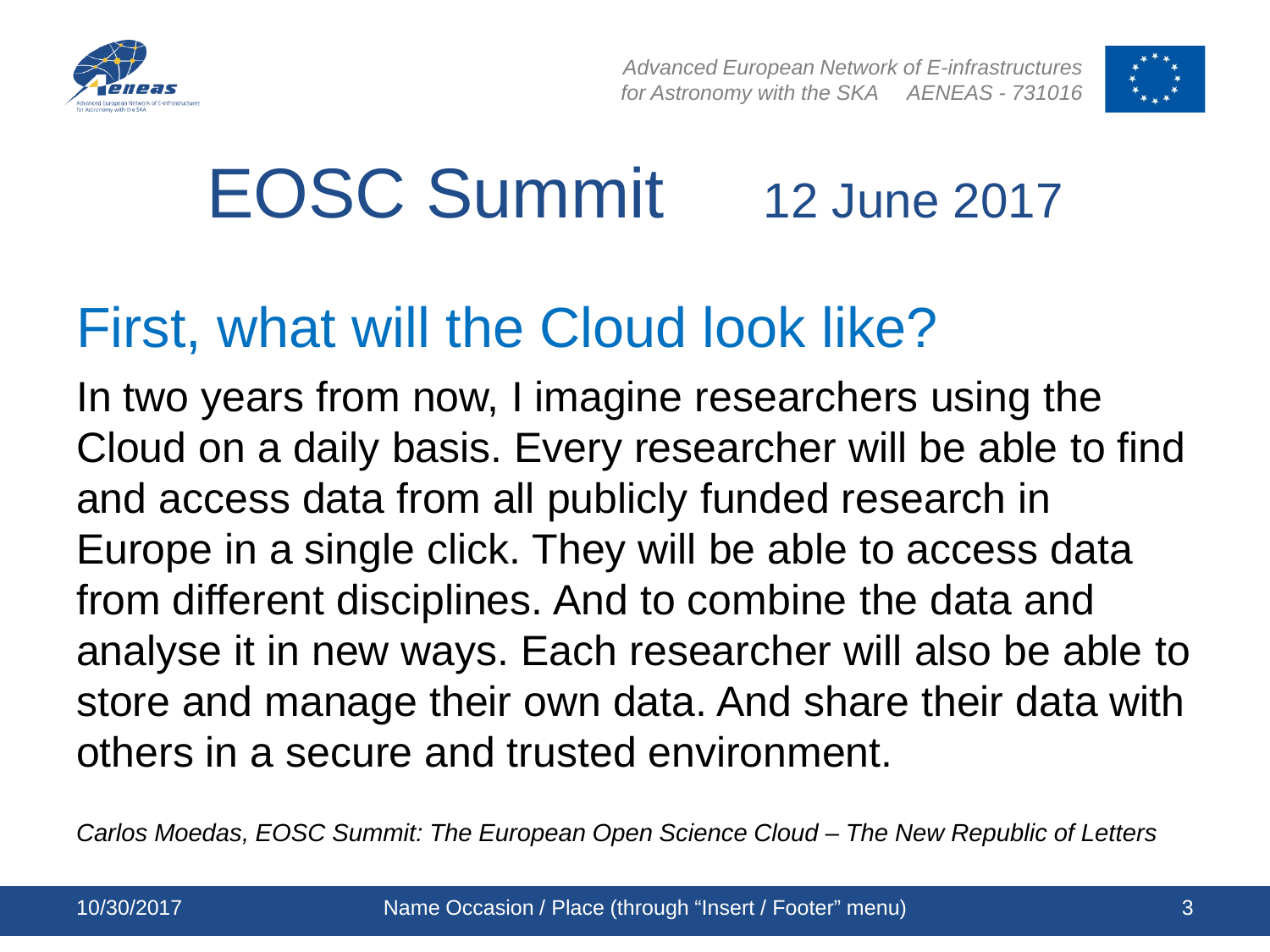# EOSC Summit 12 June 2017

## First, what will the Cloud look like?

In two years from now, I imagine researchers using the Cloud on a daily basis. Every researcher will be able to find and access data from all publicly funded research in Europe in a single click. They will be able to access data from different disciplines. And to combine the data and analyse it in new ways. Each researcher will also be able to store and manage their own data. And share their data with others in a secure and trusted environment.

*Carlos Moedas, EOSC Summit: The European Open Science Cloud – The New Republic of Letters*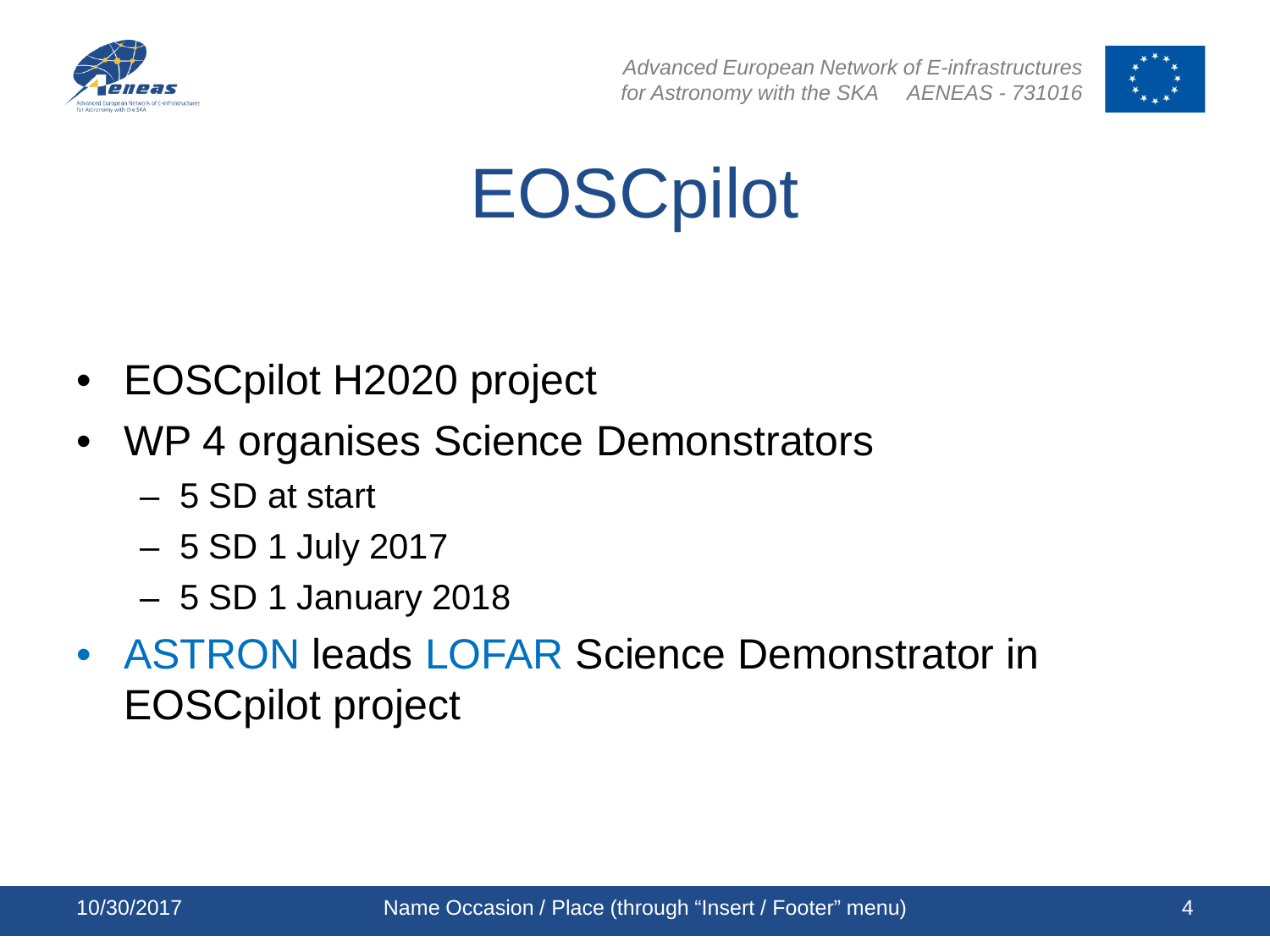# EOSCpilot

- EOSCpilot H2020 project
- WP 4 organises Science Demonstrators
  - 5 SD at start
  - 5 SD 1 July 2017
  - 5 SD 1 January 2018
- ASTRON leads LOFAR Science Demonstrator in EOSCpilot project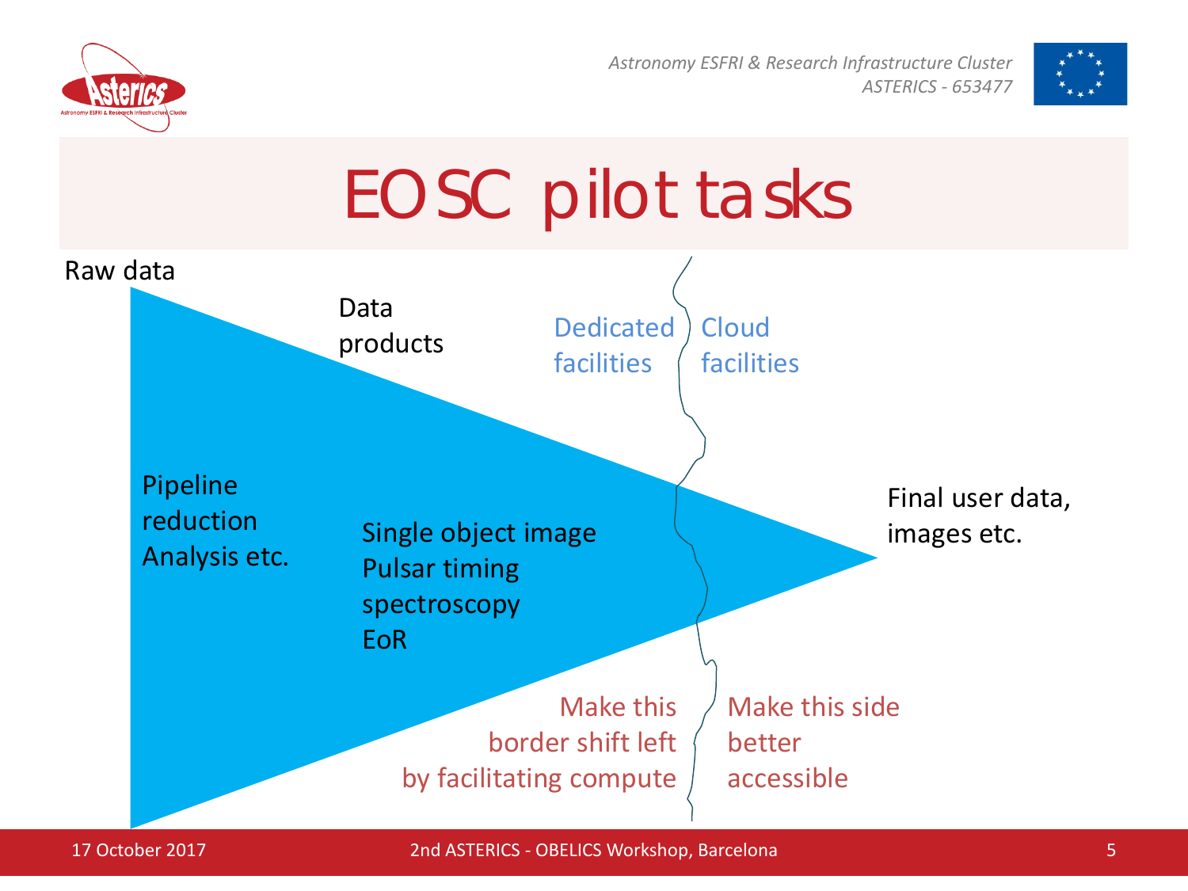# EOSC pilot tasks

Raw data

Data products

Dedicated facilities

Cloud facilities

Pipeline reduction
Analysis etc.

Single object image
Pulsar timing
spectroscopy
EoR

Final user data, images etc.

Make this border shift left by facilitating compute

Make this side better accessible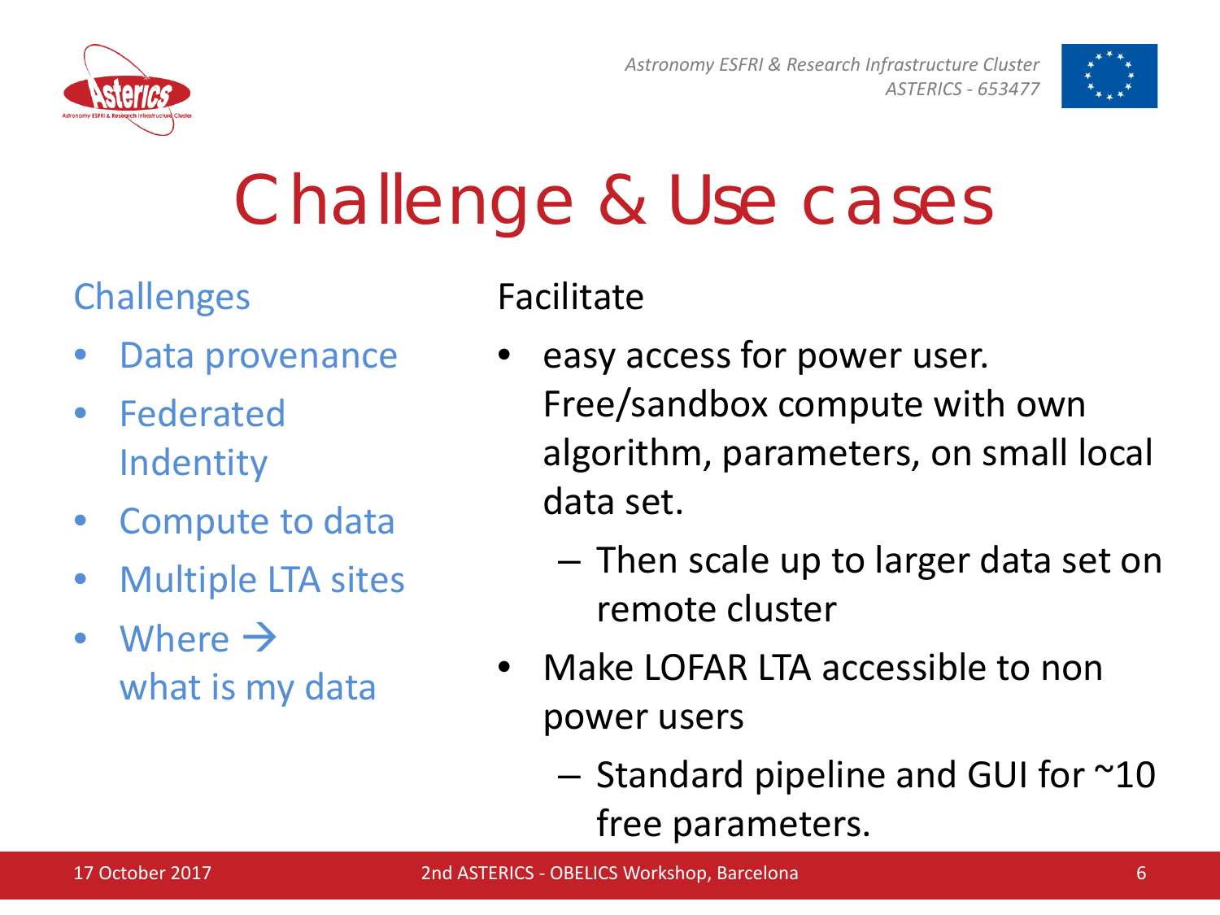# Challenge & Use cases

**Challenges**

- Data provenance
- Federated Indentity
- Compute to data
- Multiple LTA sites
- Where → what is my data

**Facilitate**

- easy access for power user. Free/sandbox compute with own algorithm, parameters, on small local data set.
  - Then scale up to larger data set on remote cluster
- Make LOFAR LTA accessible to non power users
  - Standard pipeline and GUI for ~10 free parameters.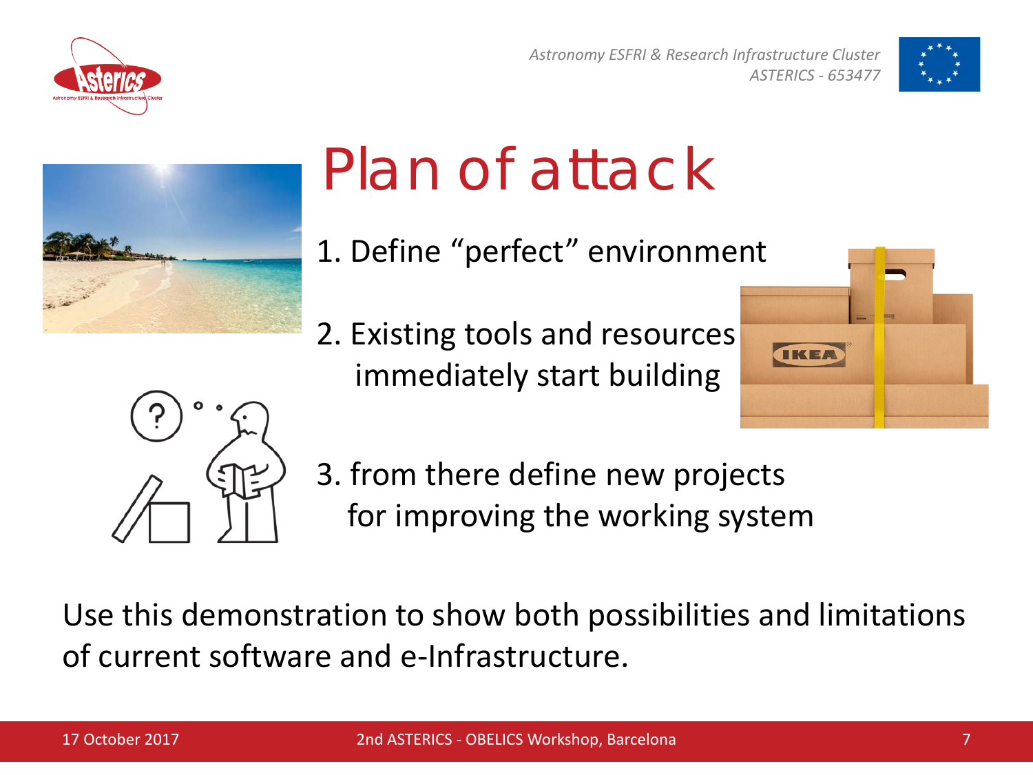# Plan of attack

1. Define "perfect" environment

2. Existing tools and resources immediately start building

3. from there define new projects for improving the working system

Use this demonstration to show both possibilities and limitations of current software and e-Infrastructure.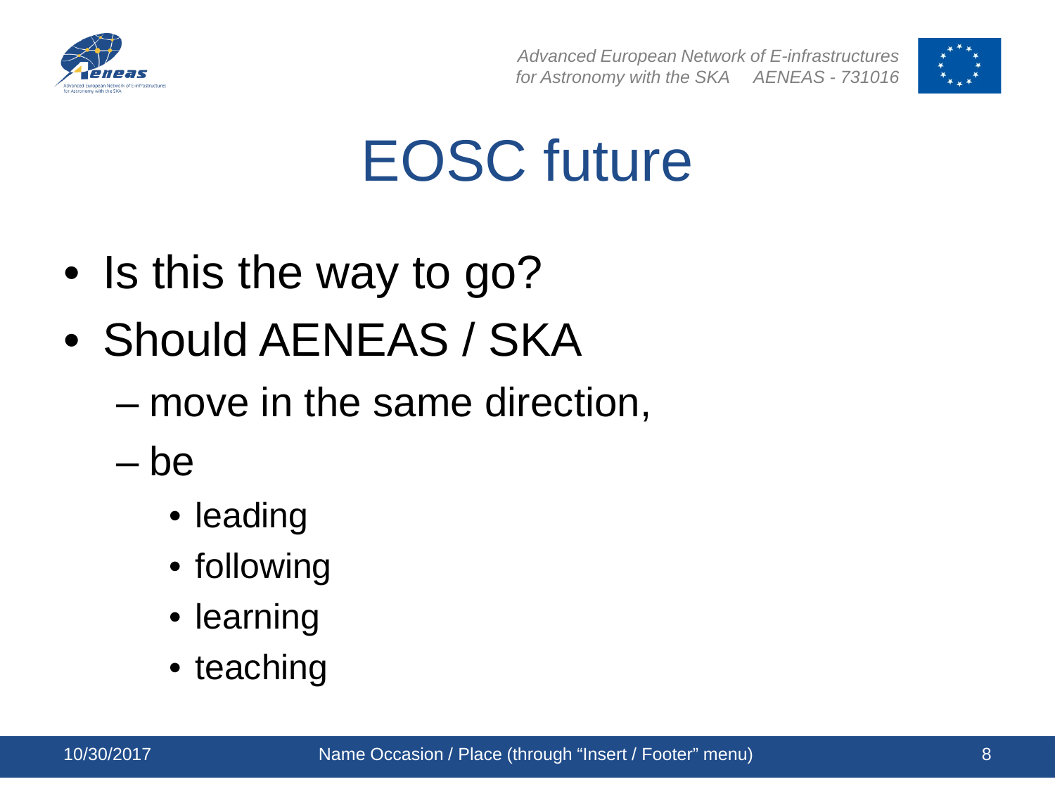# EOSC future

- Is this the way to go?
- Should AENEAS / SKA
  - move in the same direction,
  - be
    - leading
    - following
    - learning
    - teaching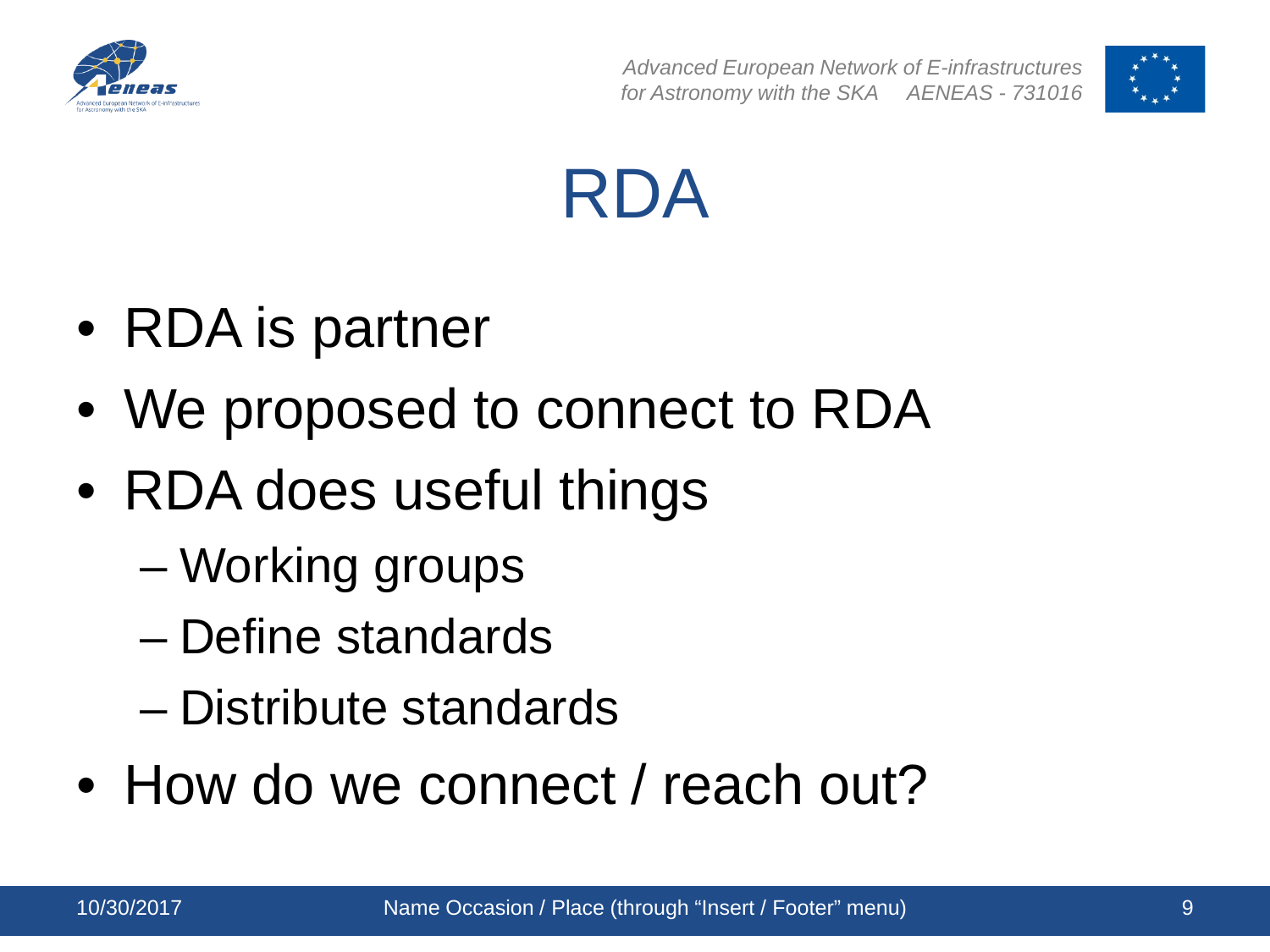# RDA

- RDA is partner
- We proposed to connect to RDA
- RDA does useful things
  - Working groups
  - Define standards
  - Distribute standards
- How do we connect / reach out?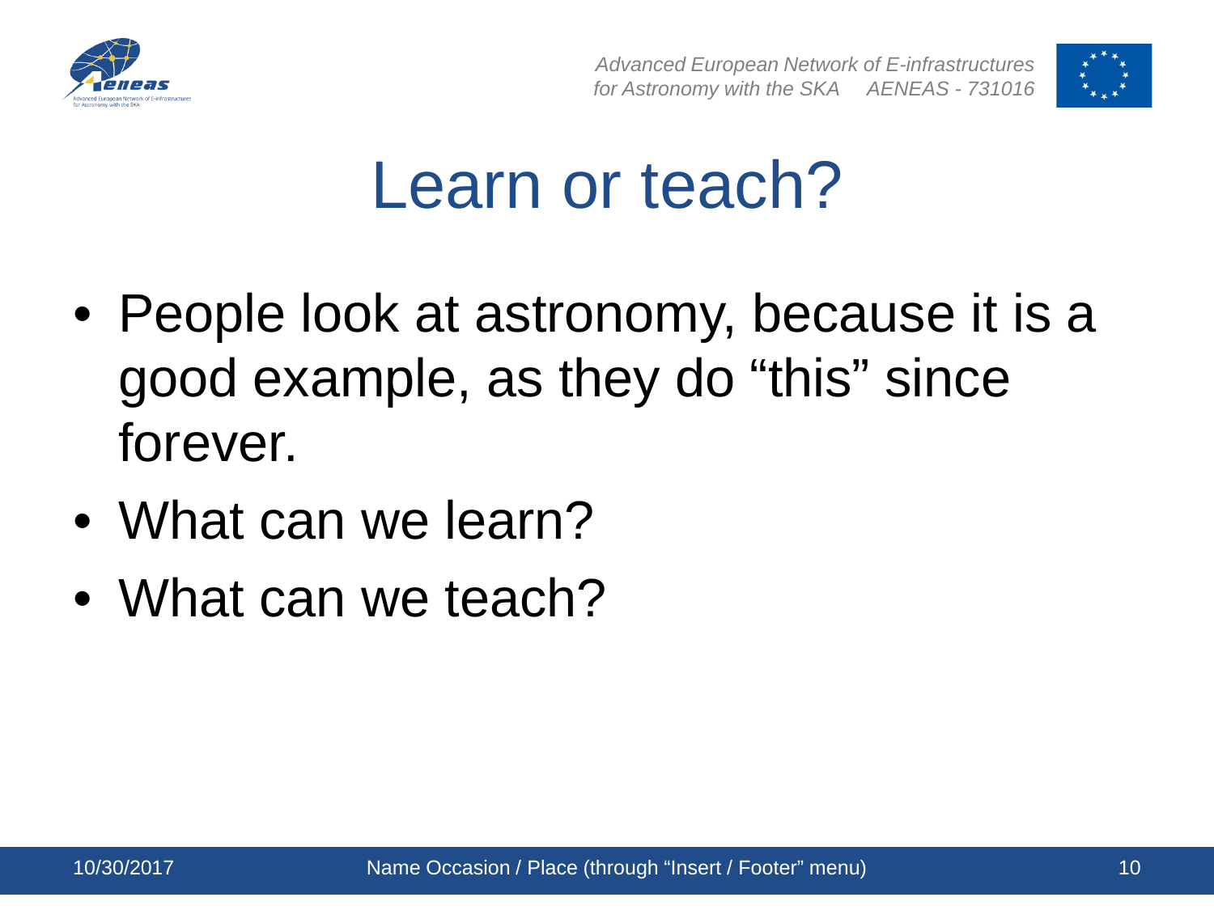# Learn or teach?

- People look at astronomy, because it is a good example, as they do “this” since forever.
- What can we learn?
- What can we teach?